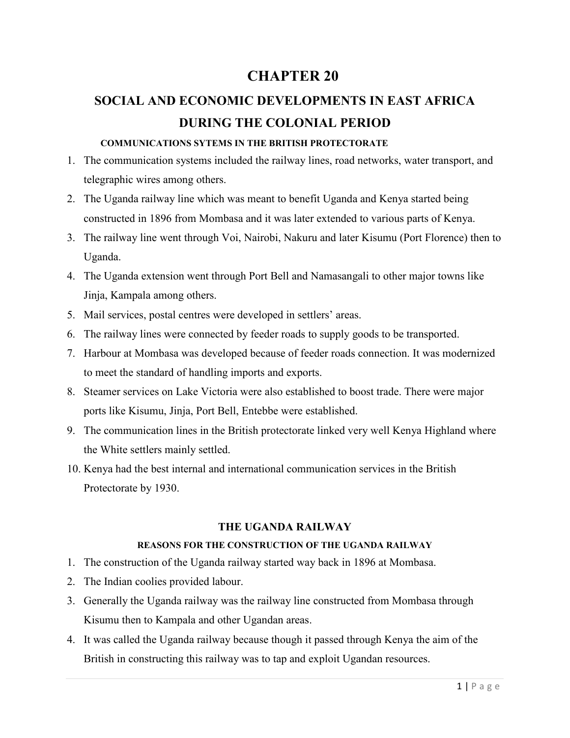# CHAPTER 20

## SOCIAL AND ECONOMIC DEVELOPMENTS IN EAST AFRICA DURING THE COLONIAL PERIOD

### COMMUNICATIONS SYTEMS IN THE BRITISH PROTECTORATE

1. The communication systems included the railway lines, road networks, water transport, and telegraphic wires among others.
2. The Uganda railway line which was meant to benefit Uganda and Kenya started being constructed in 1896 from Mombasa and it was later extended to various parts of Kenya.
3. The railway line went through Voi, Nairobi, Nakuru and later Kisumu (Port Florence) then to Uganda.
4. The Uganda extension went through Port Bell and Namasangali to other major towns like Jinja, Kampala among others.
5. Mail services, postal centres were developed in settlers' areas.
6. The railway lines were connected by feeder roads to supply goods to be transported.
7. Harbour at Mombasa was developed because of feeder roads connection. It was modernized to meet the standard of handling imports and exports.
8. Steamer services on Lake Victoria were also established to boost trade. There were major ports like Kisumu, Jinja, Port Bell, Entebbe were established.
9. The communication lines in the British protectorate linked very well Kenya Highland where the White settlers mainly settled.
10. Kenya had the best internal and international communication services in the British Protectorate by 1930.

### THE UGANDA RAILWAY

#### REASONS FOR THE CONSTRUCTION OF THE UGANDA RAILWAY

1. The construction of the Uganda railway started way back in 1896 at Mombasa.
2. The Indian coolies provided labour.
3. Generally the Uganda railway was the railway line constructed from Mombasa through Kisumu then to Kampala and other Ugandan areas.
4. It was called the Uganda railway because though it passed through Kenya the aim of the British in constructing this railway was to tap and exploit Ugandan resources.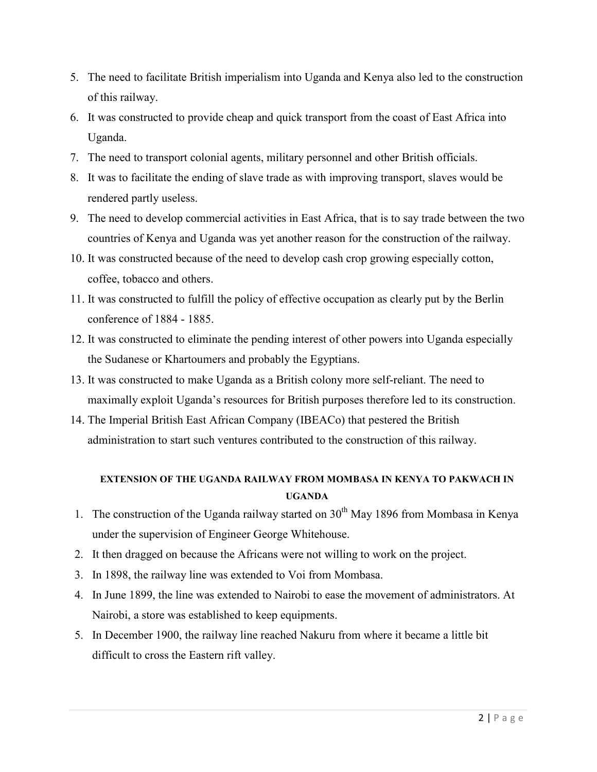5. The need to facilitate British imperialism into Uganda and Kenya also led to the construction of this railway.
6. It was constructed to provide cheap and quick transport from the coast of East Africa into Uganda.
7. The need to transport colonial agents, military personnel and other British officials.
8. It was to facilitate the ending of slave trade as with improving transport, slaves would be rendered partly useless.
9. The need to develop commercial activities in East Africa, that is to say trade between the two countries of Kenya and Uganda was yet another reason for the construction of the railway.
10. It was constructed because of the need to develop cash crop growing especially cotton, coffee, tobacco and others.
11. It was constructed to fulfill the policy of effective occupation as clearly put by the Berlin conference of 1884 - 1885.
12. It was constructed to eliminate the pending interest of other powers into Uganda especially the Sudanese or Khartoumers and probably the Egyptians.
13. It was constructed to make Uganda as a British colony more self-reliant. The need to maximally exploit Uganda's resources for British purposes therefore led to its construction.
14. The Imperial British East African Company (IBEACo) that pestered the British administration to start such ventures contributed to the construction of this railway.

#### EXTENSION OF THE UGANDA RAILWAY FROM MOMBASA IN KENYA TO PAKWACH IN UGANDA

1. The construction of the Uganda railway started on 30th May 1896 from Mombasa in Kenya under the supervision of Engineer George Whitehouse.
2. It then dragged on because the Africans were not willing to work on the project.
3. In 1898, the railway line was extended to Voi from Mombasa.
4. In June 1899, the line was extended to Nairobi to ease the movement of administrators. At Nairobi, a store was established to keep equipments.
5. In December 1900, the railway line reached Nakuru from where it became a little bit difficult to cross the Eastern rift valley.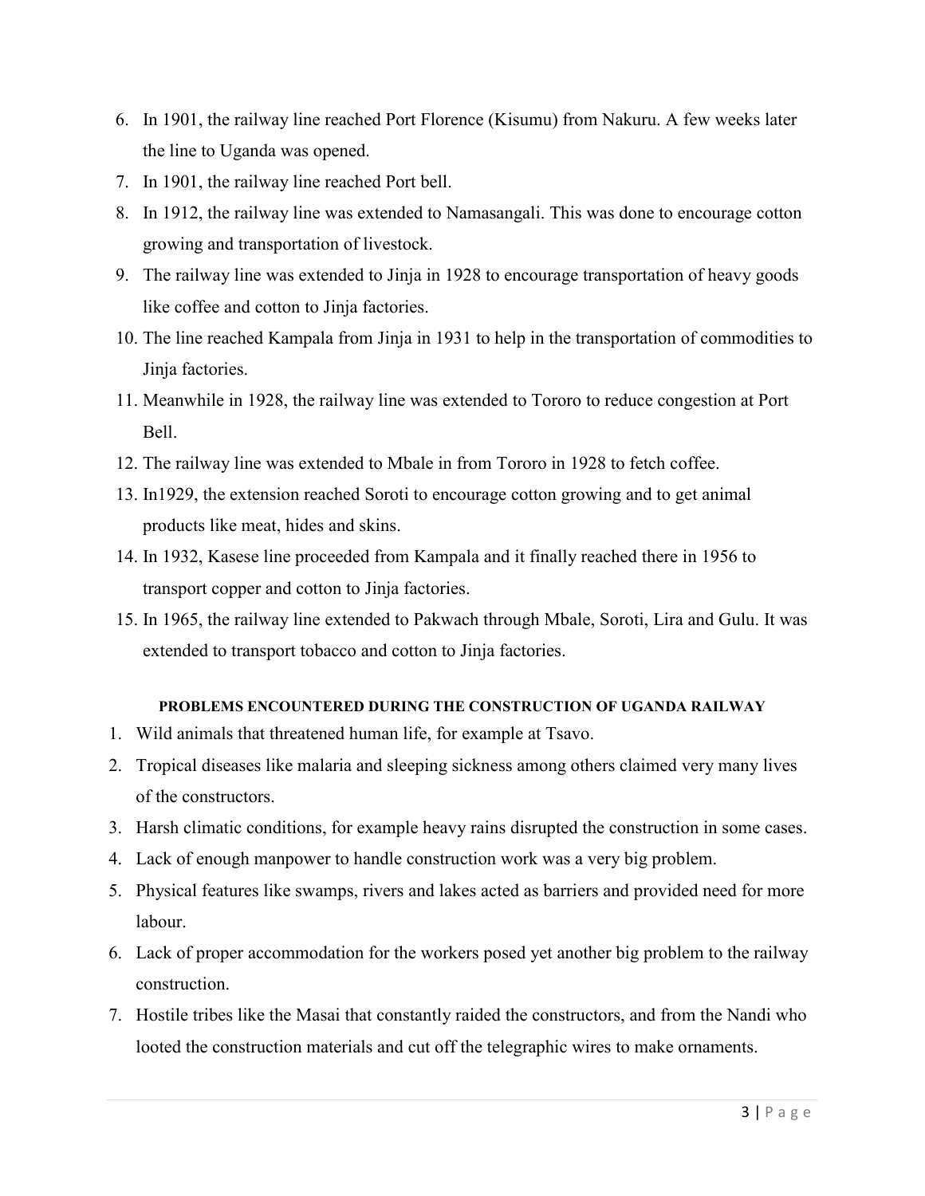6. In 1901, the railway line reached Port Florence (Kisumu) from Nakuru. A few weeks later the line to Uganda was opened.
7. In 1901, the railway line reached Port bell.
8. In 1912, the railway line was extended to Namasangali. This was done to encourage cotton growing and transportation of livestock.
9. The railway line was extended to Jinja in 1928 to encourage transportation of heavy goods like coffee and cotton to Jinja factories.
10. The line reached Kampala from Jinja in 1931 to help in the transportation of commodities to Jinja factories.
11. Meanwhile in 1928, the railway line was extended to Tororo to reduce congestion at Port Bell.
12. The railway line was extended to Mbale in from Tororo in 1928 to fetch coffee.
13. In1929, the extension reached Soroti to encourage cotton growing and to get animal products like meat, hides and skins.
14. In 1932, Kasese line proceeded from Kampala and it finally reached there in 1956 to transport copper and cotton to Jinja factories.
15. In 1965, the railway line extended to Pakwach through Mbale, Soroti, Lira and Gulu. It was extended to transport tobacco and cotton to Jinja factories.

**PROBLEMS ENCOUNTERED DURING THE CONSTRUCTION OF UGANDA RAILWAY**

1. Wild animals that threatened human life, for example at Tsavo.
2. Tropical diseases like malaria and sleeping sickness among others claimed very many lives of the constructors.
3. Harsh climatic conditions, for example heavy rains disrupted the construction in some cases.
4. Lack of enough manpower to handle construction work was a very big problem.
5. Physical features like swamps, rivers and lakes acted as barriers and provided need for more labour.
6. Lack of proper accommodation for the workers posed yet another big problem to the railway construction.
7. Hostile tribes like the Masai that constantly raided the constructors, and from the Nandi who looted the construction materials and cut off the telegraphic wires to make ornaments.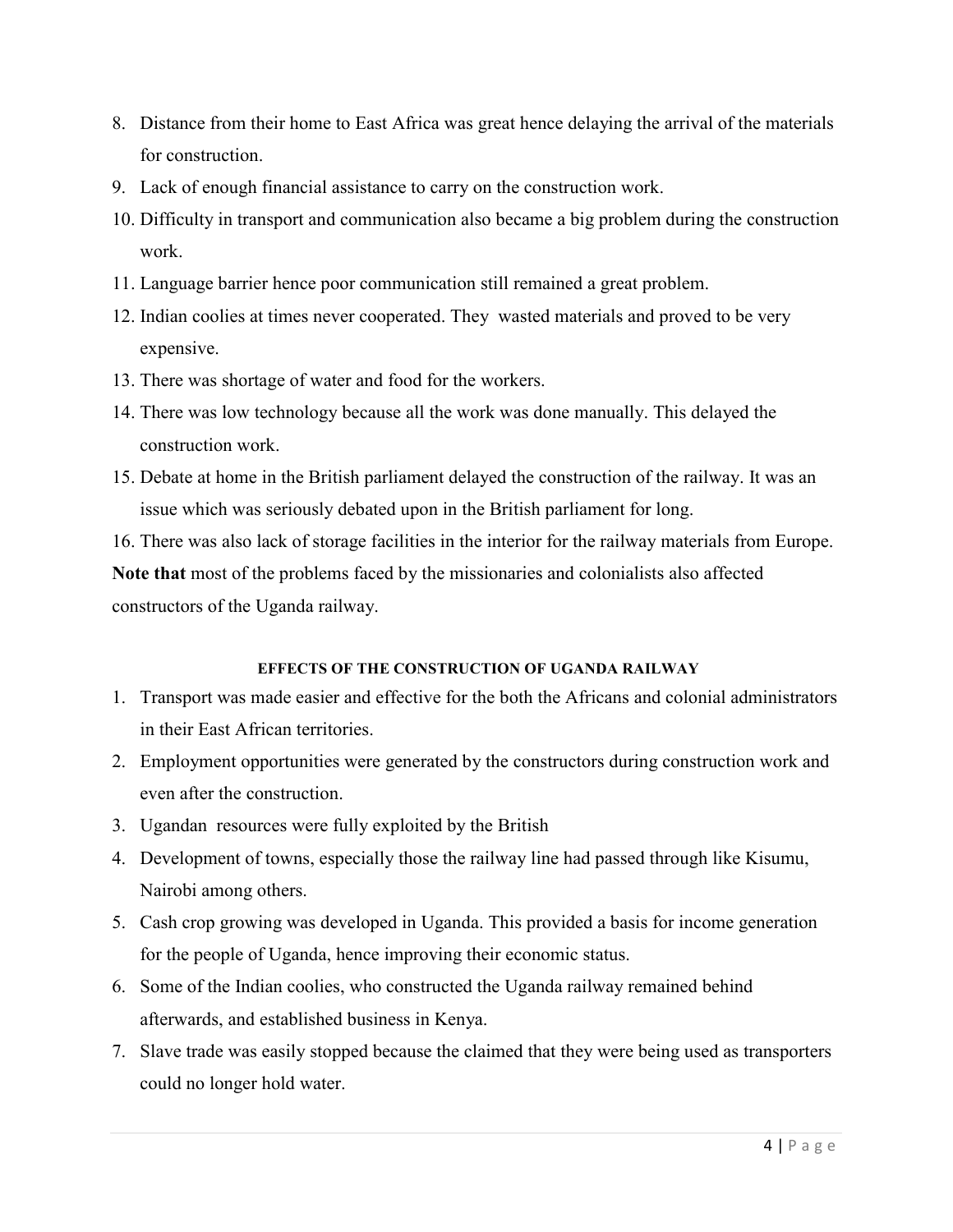8. Distance from their home to East Africa was great hence delaying the arrival of the materials for construction.
9. Lack of enough financial assistance to carry on the construction work.
10. Difficulty in transport and communication also became a big problem during the construction work.
11. Language barrier hence poor communication still remained a great problem.
12. Indian coolies at times never cooperated. They wasted materials and proved to be very expensive.
13. There was shortage of water and food for the workers.
14. There was low technology because all the work was done manually. This delayed the construction work.
15. Debate at home in the British parliament delayed the construction of the railway. It was an issue which was seriously debated upon in the British parliament for long.
16. There was also lack of storage facilities in the interior for the railway materials from Europe.

**Note that** most of the problems faced by the missionaries and colonialists also affected constructors of the Uganda railway.

#### EFFECTS OF THE CONSTRUCTION OF UGANDA RAILWAY

1. Transport was made easier and effective for the both the Africans and colonial administrators in their East African territories.
2. Employment opportunities were generated by the constructors during construction work and even after the construction.
3. Ugandan resources were fully exploited by the British
4. Development of towns, especially those the railway line had passed through like Kisumu, Nairobi among others.
5. Cash crop growing was developed in Uganda. This provided a basis for income generation for the people of Uganda, hence improving their economic status.
6. Some of the Indian coolies, who constructed the Uganda railway remained behind afterwards, and established business in Kenya.
7. Slave trade was easily stopped because the claimed that they were being used as transporters could no longer hold water.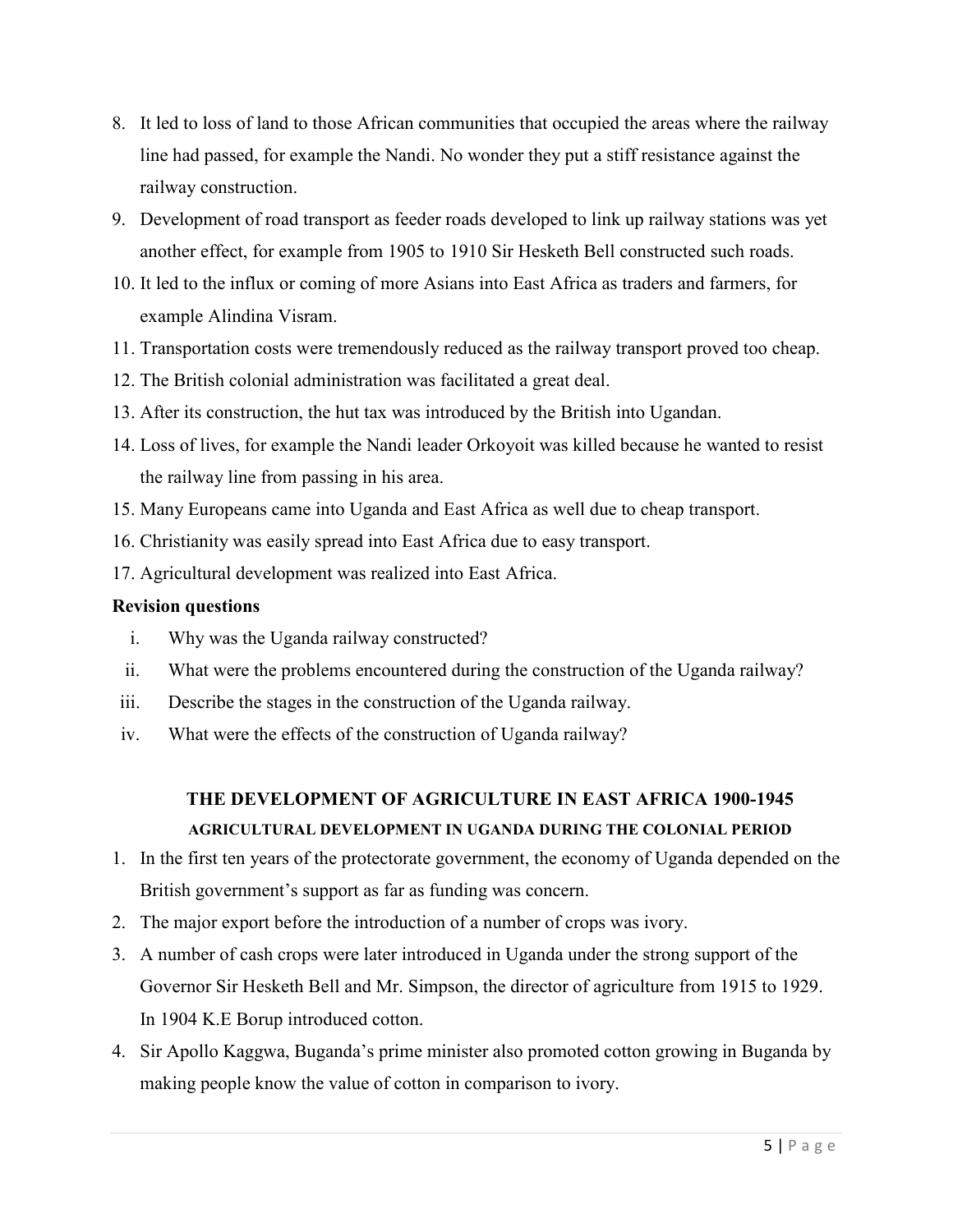8. It led to loss of land to those African communities that occupied the areas where the railway line had passed, for example the Nandi. No wonder they put a stiff resistance against the railway construction.
9. Development of road transport as feeder roads developed to link up railway stations was yet another effect, for example from 1905 to 1910 Sir Hesketh Bell constructed such roads.
10. It led to the influx or coming of more Asians into East Africa as traders and farmers, for example Alindina Visram.
11. Transportation costs were tremendously reduced as the railway transport proved too cheap.
12. The British colonial administration was facilitated a great deal.
13. After its construction, the hut tax was introduced by the British into Ugandan.
14. Loss of lives, for example the Nandi leader Orkoyoit was killed because he wanted to resist the railway line from passing in his area.
15. Many Europeans came into Uganda and East Africa as well due to cheap transport.
16. Christianity was easily spread into East Africa due to easy transport.
17. Agricultural development was realized into East Africa.

**Revision questions**

i. Why was the Uganda railway constructed?
ii. What were the problems encountered during the construction of the Uganda railway?
iii. Describe the stages in the construction of the Uganda railway.
iv. What were the effects of the construction of Uganda railway?

## THE DEVELOPMENT OF AGRICULTURE IN EAST AFRICA 1900-1945

### AGRICULTURAL DEVELOPMENT IN UGANDA DURING THE COLONIAL PERIOD

1. In the first ten years of the protectorate government, the economy of Uganda depended on the British government's support as far as funding was concern.
2. The major export before the introduction of a number of crops was ivory.
3. A number of cash crops were later introduced in Uganda under the strong support of the Governor Sir Hesketh Bell and Mr. Simpson, the director of agriculture from 1915 to 1929. In 1904 K.E Borup introduced cotton.
4. Sir Apollo Kaggwa, Buganda's prime minister also promoted cotton growing in Buganda by making people know the value of cotton in comparison to ivory.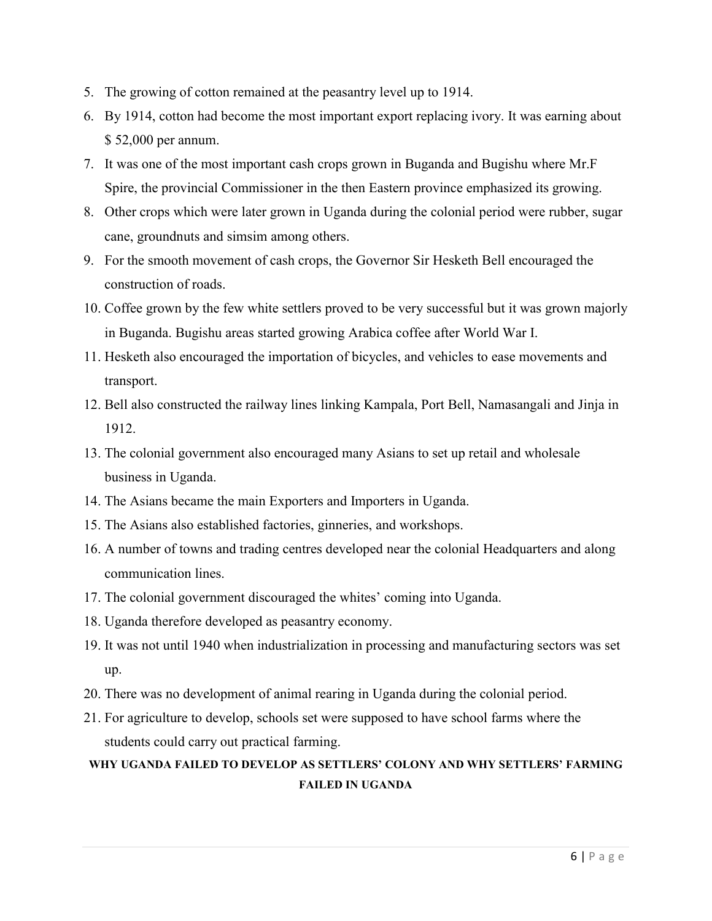5. The growing of cotton remained at the peasantry level up to 1914.
6. By 1914, cotton had become the most important export replacing ivory. It was earning about $ 52,000 per annum.
7. It was one of the most important cash crops grown in Buganda and Bugishu where Mr.F Spire, the provincial Commissioner in the then Eastern province emphasized its growing.
8. Other crops which were later grown in Uganda during the colonial period were rubber, sugar cane, groundnuts and simsim among others.
9. For the smooth movement of cash crops, the Governor Sir Hesketh Bell encouraged the construction of roads.
10. Coffee grown by the few white settlers proved to be very successful but it was grown majorly in Buganda. Bugishu areas started growing Arabica coffee after World War I.
11. Hesketh also encouraged the importation of bicycles, and vehicles to ease movements and transport.
12. Bell also constructed the railway lines linking Kampala, Port Bell, Namasangali and Jinja in 1912.
13. The colonial government also encouraged many Asians to set up retail and wholesale business in Uganda.
14. The Asians became the main Exporters and Importers in Uganda.
15. The Asians also established factories, ginneries, and workshops.
16. A number of towns and trading centres developed near the colonial Headquarters and along communication lines.
17. The colonial government discouraged the whites' coming into Uganda.
18. Uganda therefore developed as peasantry economy.
19. It was not until 1940 when industrialization in processing and manufacturing sectors was set up.
20. There was no development of animal rearing in Uganda during the colonial period.
21. For agriculture to develop, schools set were supposed to have school farms where the students could carry out practical farming.

**WHY UGANDA FAILED TO DEVELOP AS SETTLERS' COLONY AND WHY SETTLERS' FARMING FAILED IN UGANDA**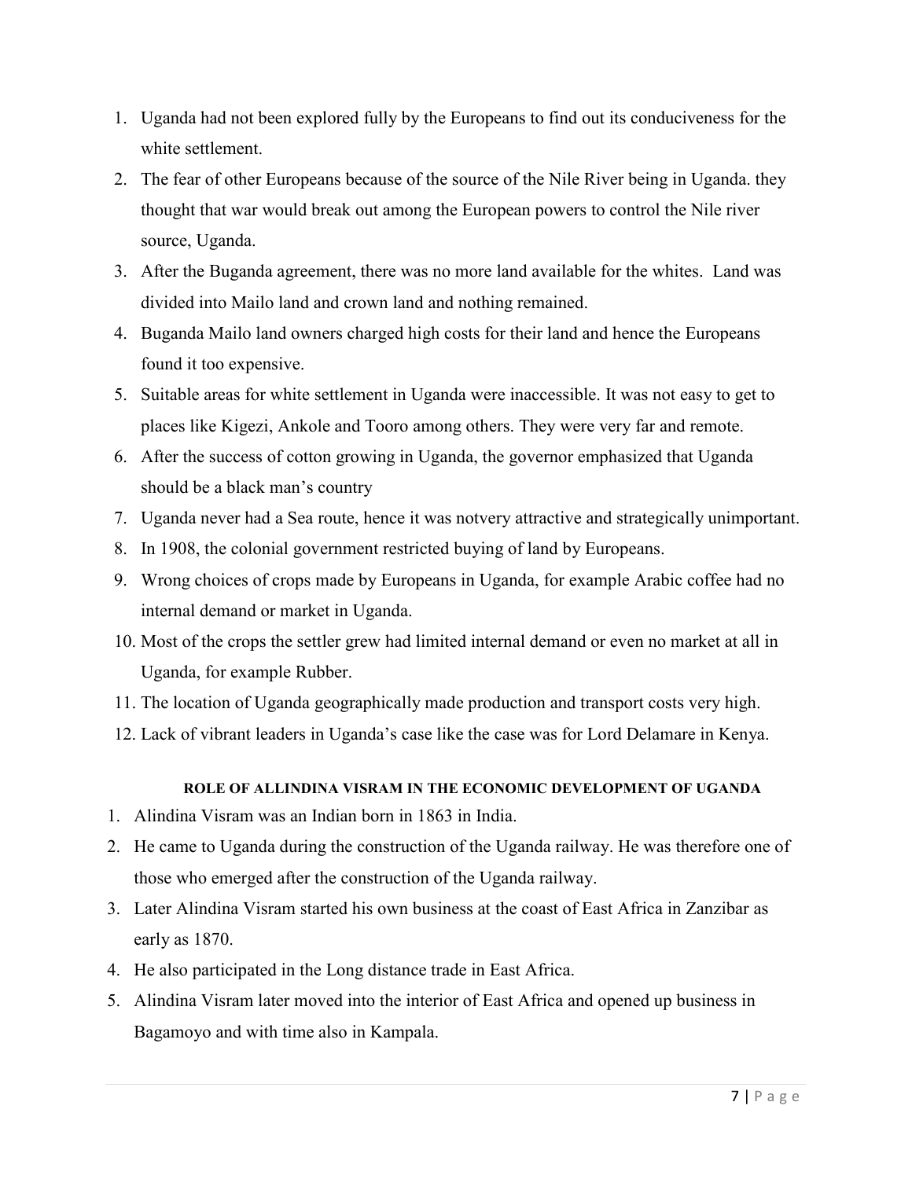1. Uganda had not been explored fully by the Europeans to find out its conduciveness for the white settlement.
2. The fear of other Europeans because of the source of the Nile River being in Uganda. they thought that war would break out among the European powers to control the Nile river source, Uganda.
3. After the Buganda agreement, there was no more land available for the whites. Land was divided into Mailo land and crown land and nothing remained.
4. Buganda Mailo land owners charged high costs for their land and hence the Europeans found it too expensive.
5. Suitable areas for white settlement in Uganda were inaccessible. It was not easy to get to places like Kigezi, Ankole and Tooro among others. They were very far and remote.
6. After the success of cotton growing in Uganda, the governor emphasized that Uganda should be a black man's country
7. Uganda never had a Sea route, hence it was notvery attractive and strategically unimportant.
8. In 1908, the colonial government restricted buying of land by Europeans.
9. Wrong choices of crops made by Europeans in Uganda, for example Arabic coffee had no internal demand or market in Uganda.
10. Most of the crops the settler grew had limited internal demand or even no market at all in Uganda, for example Rubber.
11. The location of Uganda geographically made production and transport costs very high.
12. Lack of vibrant leaders in Uganda's case like the case was for Lord Delamare in Kenya.

#### ROLE OF ALLINDINA VISRAM IN THE ECONOMIC DEVELOPMENT OF UGANDA

1. Alindina Visram was an Indian born in 1863 in India.
2. He came to Uganda during the construction of the Uganda railway. He was therefore one of those who emerged after the construction of the Uganda railway.
3. Later Alindina Visram started his own business at the coast of East Africa in Zanzibar as early as 1870.
4. He also participated in the Long distance trade in East Africa.
5. Alindina Visram later moved into the interior of East Africa and opened up business in Bagamoyo and with time also in Kampala.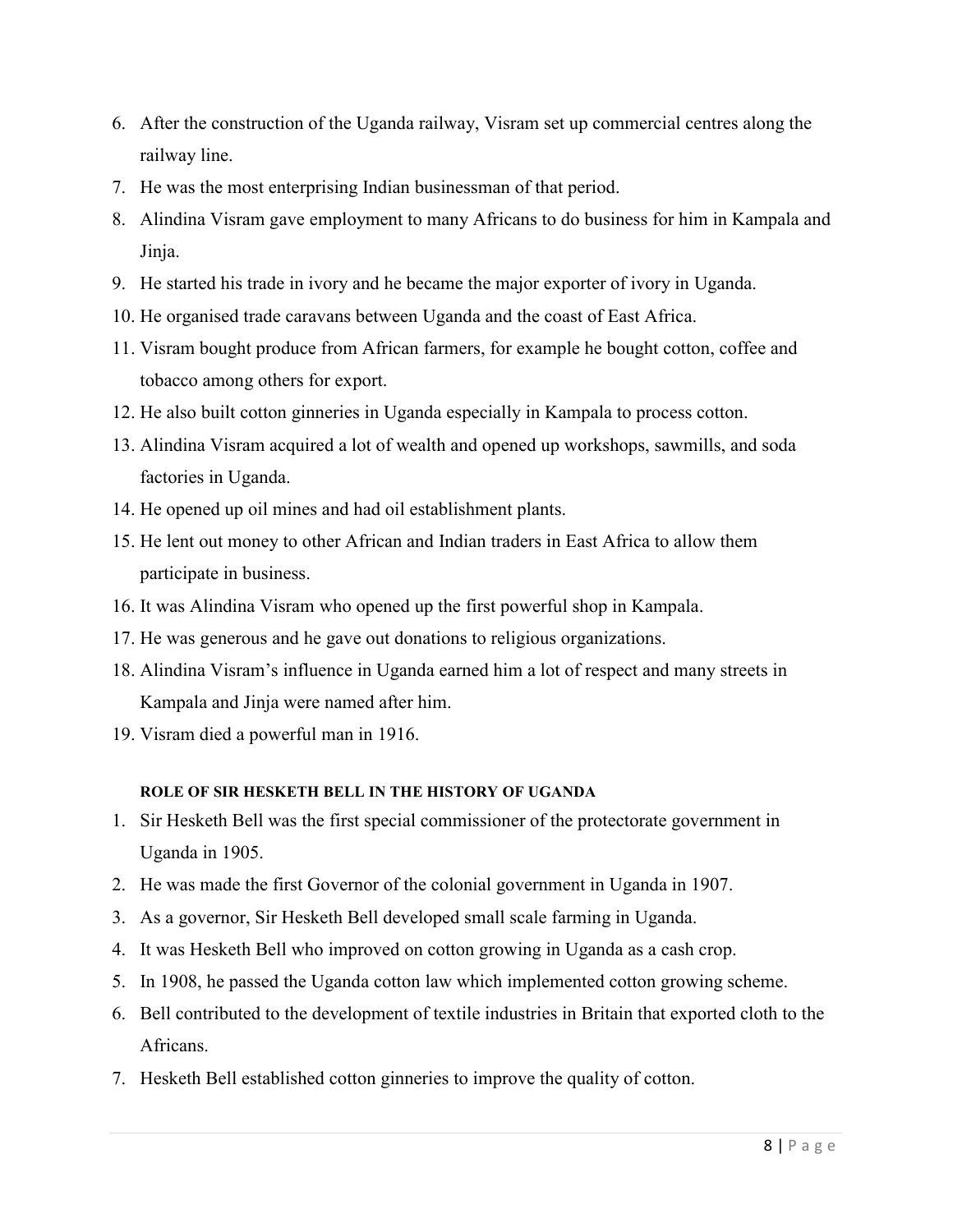6. After the construction of the Uganda railway, Visram set up commercial centres along the railway line.
7. He was the most enterprising Indian businessman of that period.
8. Alindina Visram gave employment to many Africans to do business for him in Kampala and Jinja.
9. He started his trade in ivory and he became the major exporter of ivory in Uganda.
10. He organised trade caravans between Uganda and the coast of East Africa.
11. Visram bought produce from African farmers, for example he bought cotton, coffee and tobacco among others for export.
12. He also built cotton ginneries in Uganda especially in Kampala to process cotton.
13. Alindina Visram acquired a lot of wealth and opened up workshops, sawmills, and soda factories in Uganda.
14. He opened up oil mines and had oil establishment plants.
15. He lent out money to other African and Indian traders in East Africa to allow them participate in business.
16. It was Alindina Visram who opened up the first powerful shop in Kampala.
17. He was generous and he gave out donations to religious organizations.
18. Alindina Visram's influence in Uganda earned him a lot of respect and many streets in Kampala and Jinja were named after him.
19. Visram died a powerful man in 1916.

#### ROLE OF SIR HESKETH BELL IN THE HISTORY OF UGANDA

1. Sir Hesketh Bell was the first special commissioner of the protectorate government in Uganda in 1905.
2. He was made the first Governor of the colonial government in Uganda in 1907.
3. As a governor, Sir Hesketh Bell developed small scale farming in Uganda.
4. It was Hesketh Bell who improved on cotton growing in Uganda as a cash crop.
5. In 1908, he passed the Uganda cotton law which implemented cotton growing scheme.
6. Bell contributed to the development of textile industries in Britain that exported cloth to the Africans.
7. Hesketh Bell established cotton ginneries to improve the quality of cotton.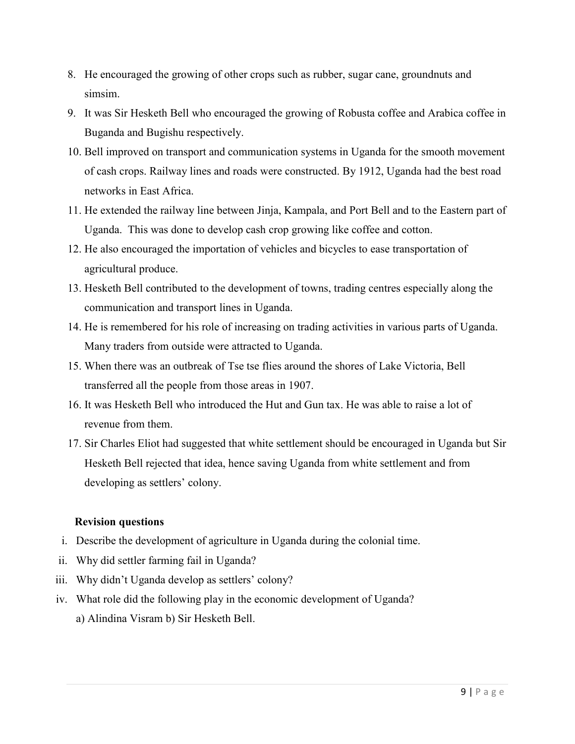8. He encouraged the growing of other crops such as rubber, sugar cane, groundnuts and simsim.
9. It was Sir Hesketh Bell who encouraged the growing of Robusta coffee and Arabica coffee in Buganda and Bugishu respectively.
10. Bell improved on transport and communication systems in Uganda for the smooth movement of cash crops. Railway lines and roads were constructed. By 1912, Uganda had the best road networks in East Africa.
11. He extended the railway line between Jinja, Kampala, and Port Bell and to the Eastern part of Uganda. This was done to develop cash crop growing like coffee and cotton.
12. He also encouraged the importation of vehicles and bicycles to ease transportation of agricultural produce.
13. Hesketh Bell contributed to the development of towns, trading centres especially along the communication and transport lines in Uganda.
14. He is remembered for his role of increasing on trading activities in various parts of Uganda. Many traders from outside were attracted to Uganda.
15. When there was an outbreak of Tse tse flies around the shores of Lake Victoria, Bell transferred all the people from those areas in 1907.
16. It was Hesketh Bell who introduced the Hut and Gun tax. He was able to raise a lot of revenue from them.
17. Sir Charles Eliot had suggested that white settlement should be encouraged in Uganda but Sir Hesketh Bell rejected that idea, hence saving Uganda from white settlement and from developing as settlers' colony.

**Revision questions**

i. Describe the development of agriculture in Uganda during the colonial time.
ii. Why did settler farming fail in Uganda?
iii. Why didn't Uganda develop as settlers' colony?
iv. What role did the following play in the economic development of Uganda?
   a) Alindina Visram b) Sir Hesketh Bell.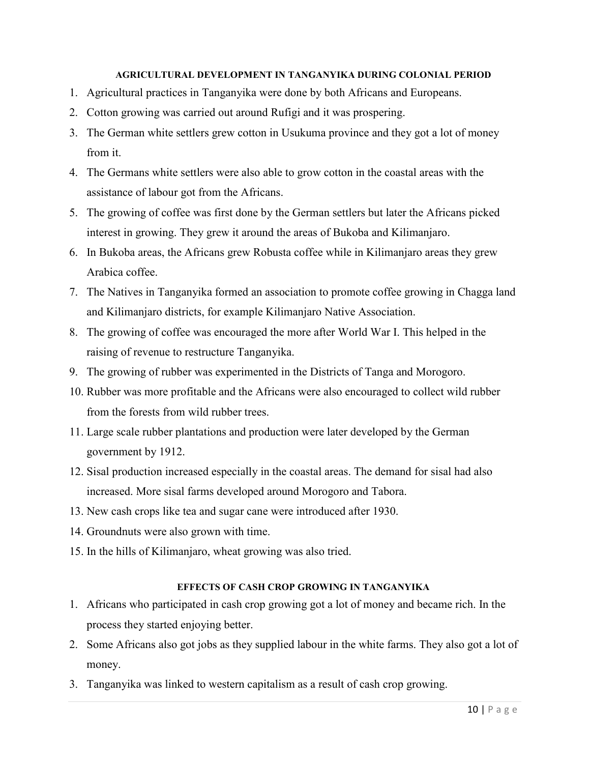## AGRICULTURAL DEVELOPMENT IN TANGANYIKA DURING COLONIAL PERIOD

1. Agricultural practices in Tanganyika were done by both Africans and Europeans.
2. Cotton growing was carried out around Rufigi and it was prospering.
3. The German white settlers grew cotton in Usukuma province and they got a lot of money from it.
4. The Germans white settlers were also able to grow cotton in the coastal areas with the assistance of labour got from the Africans.
5. The growing of coffee was first done by the German settlers but later the Africans picked interest in growing. They grew it around the areas of Bukoba and Kilimanjaro.
6. In Bukoba areas, the Africans grew Robusta coffee while in Kilimanjaro areas they grew Arabica coffee.
7. The Natives in Tanganyika formed an association to promote coffee growing in Chagga land and Kilimanjaro districts, for example Kilimanjaro Native Association.
8. The growing of coffee was encouraged the more after World War I. This helped in the raising of revenue to restructure Tanganyika.
9. The growing of rubber was experimented in the Districts of Tanga and Morogoro.
10. Rubber was more profitable and the Africans were also encouraged to collect wild rubber from the forests from wild rubber trees.
11. Large scale rubber plantations and production were later developed by the German government by 1912.
12. Sisal production increased especially in the coastal areas. The demand for sisal had also increased. More sisal farms developed around Morogoro and Tabora.
13. New cash crops like tea and sugar cane were introduced after 1930.
14. Groundnuts were also grown with time.
15. In the hills of Kilimanjaro, wheat growing was also tried.

## EFFECTS OF CASH CROP GROWING IN TANGANYIKA

1. Africans who participated in cash crop growing got a lot of money and became rich. In the process they started enjoying better.
2. Some Africans also got jobs as they supplied labour in the white farms. They also got a lot of money.
3. Tanganyika was linked to western capitalism as a result of cash crop growing.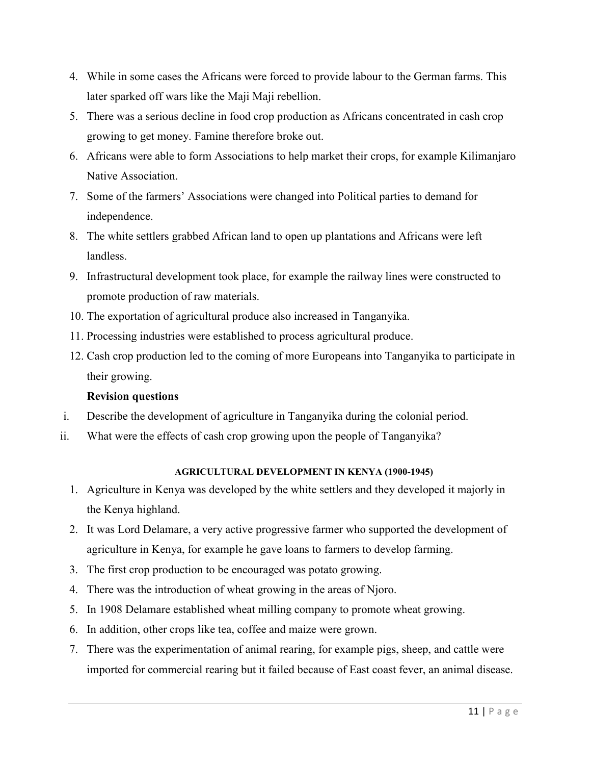4. While in some cases the Africans were forced to provide labour to the German farms. This later sparked off wars like the Maji Maji rebellion.
5. There was a serious decline in food crop production as Africans concentrated in cash crop growing to get money. Famine therefore broke out.
6. Africans were able to form Associations to help market their crops, for example Kilimanjaro Native Association.
7. Some of the farmers' Associations were changed into Political parties to demand for independence.
8. The white settlers grabbed African land to open up plantations and Africans were left landless.
9. Infrastructural development took place, for example the railway lines were constructed to promote production of raw materials.
10. The exportation of agricultural produce also increased in Tanganyika.
11. Processing industries were established to process agricultural produce.
12. Cash crop production led to the coming of more Europeans into Tanganyika to participate in their growing.

**Revision questions**

i. Describe the development of agriculture in Tanganyika during the colonial period.
ii. What were the effects of cash crop growing upon the people of Tanganyika?

#### AGRICULTURAL DEVELOPMENT IN KENYA (1900-1945)

1. Agriculture in Kenya was developed by the white settlers and they developed it majorly in the Kenya highland.
2. It was Lord Delamare, a very active progressive farmer who supported the development of agriculture in Kenya, for example he gave loans to farmers to develop farming.
3. The first crop production to be encouraged was potato growing.
4. There was the introduction of wheat growing in the areas of Njoro.
5. In 1908 Delamare established wheat milling company to promote wheat growing.
6. In addition, other crops like tea, coffee and maize were grown.
7. There was the experimentation of animal rearing, for example pigs, sheep, and cattle were imported for commercial rearing but it failed because of East coast fever, an animal disease.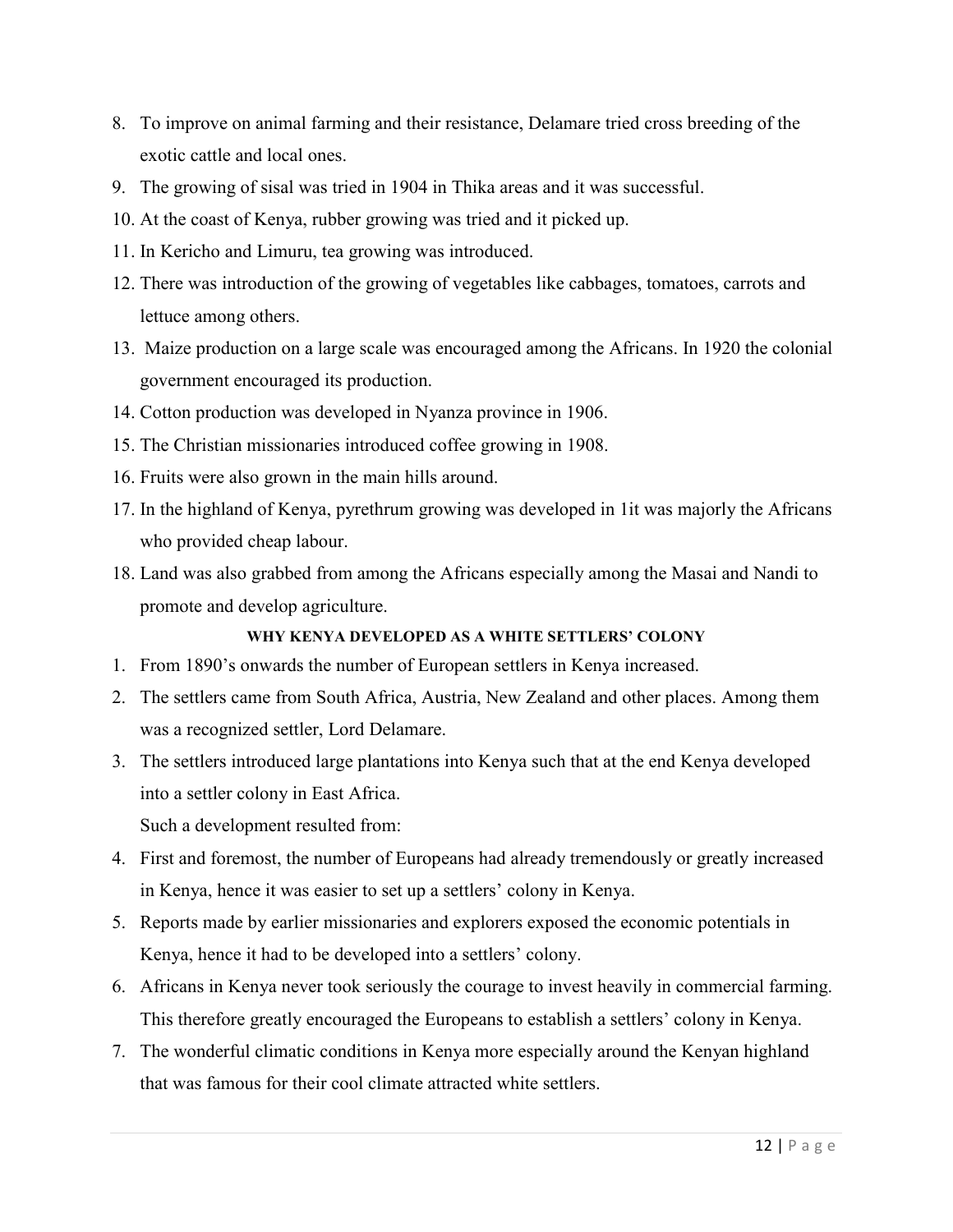8. To improve on animal farming and their resistance, Delamare tried cross breeding of the exotic cattle and local ones.
9. The growing of sisal was tried in 1904 in Thika areas and it was successful.
10. At the coast of Kenya, rubber growing was tried and it picked up.
11. In Kericho and Limuru, tea growing was introduced.
12. There was introduction of the growing of vegetables like cabbages, tomatoes, carrots and lettuce among others.
13. Maize production on a large scale was encouraged among the Africans. In 1920 the colonial government encouraged its production.
14. Cotton production was developed in Nyanza province in 1906.
15. The Christian missionaries introduced coffee growing in 1908.
16. Fruits were also grown in the main hills around.
17. In the highland of Kenya, pyrethrum growing was developed in 1it was majorly the Africans who provided cheap labour.
18. Land was also grabbed from among the Africans especially among the Masai and Nandi to promote and develop agriculture.

**WHY KENYA DEVELOPED AS A WHITE SETTLERS' COLONY**

1. From 1890's onwards the number of European settlers in Kenya increased.
2. The settlers came from South Africa, Austria, New Zealand and other places. Among them was a recognized settler, Lord Delamare.
3. The settlers introduced large plantations into Kenya such that at the end Kenya developed into a settler colony in East Africa.

   Such a development resulted from:
4. First and foremost, the number of Europeans had already tremendously or greatly increased in Kenya, hence it was easier to set up a settlers' colony in Kenya.
5. Reports made by earlier missionaries and explorers exposed the economic potentials in Kenya, hence it had to be developed into a settlers' colony.
6. Africans in Kenya never took seriously the courage to invest heavily in commercial farming. This therefore greatly encouraged the Europeans to establish a settlers' colony in Kenya.
7. The wonderful climatic conditions in Kenya more especially around the Kenyan highland that was famous for their cool climate attracted white settlers.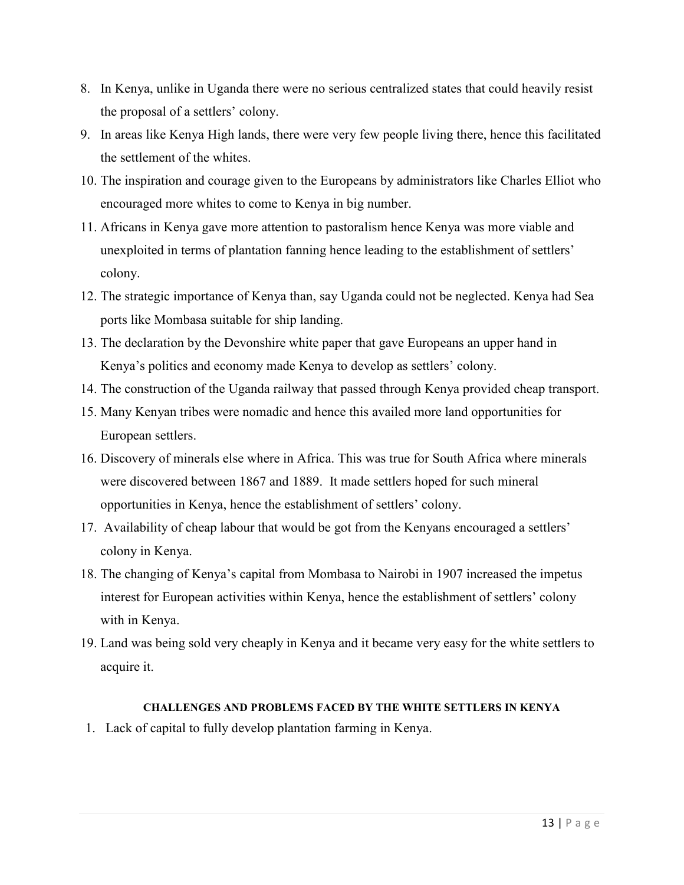8. In Kenya, unlike in Uganda there were no serious centralized states that could heavily resist the proposal of a settlers' colony.
9. In areas like Kenya High lands, there were very few people living there, hence this facilitated the settlement of the whites.
10. The inspiration and courage given to the Europeans by administrators like Charles Elliot who encouraged more whites to come to Kenya in big number.
11. Africans in Kenya gave more attention to pastoralism hence Kenya was more viable and unexploited in terms of plantation fanning hence leading to the establishment of settlers' colony.
12. The strategic importance of Kenya than, say Uganda could not be neglected. Kenya had Sea ports like Mombasa suitable for ship landing.
13. The declaration by the Devonshire white paper that gave Europeans an upper hand in Kenya's politics and economy made Kenya to develop as settlers' colony.
14. The construction of the Uganda railway that passed through Kenya provided cheap transport.
15. Many Kenyan tribes were nomadic and hence this availed more land opportunities for European settlers.
16. Discovery of minerals else where in Africa. This was true for South Africa where minerals were discovered between 1867 and 1889. It made settlers hoped for such mineral opportunities in Kenya, hence the establishment of settlers' colony.
17. Availability of cheap labour that would be got from the Kenyans encouraged a settlers' colony in Kenya.
18. The changing of Kenya's capital from Mombasa to Nairobi in 1907 increased the impetus interest for European activities within Kenya, hence the establishment of settlers' colony with in Kenya.
19. Land was being sold very cheaply in Kenya and it became very easy for the white settlers to acquire it.

#### CHALLENGES AND PROBLEMS FACED BY THE WHITE SETTLERS IN KENYA

1. Lack of capital to fully develop plantation farming in Kenya.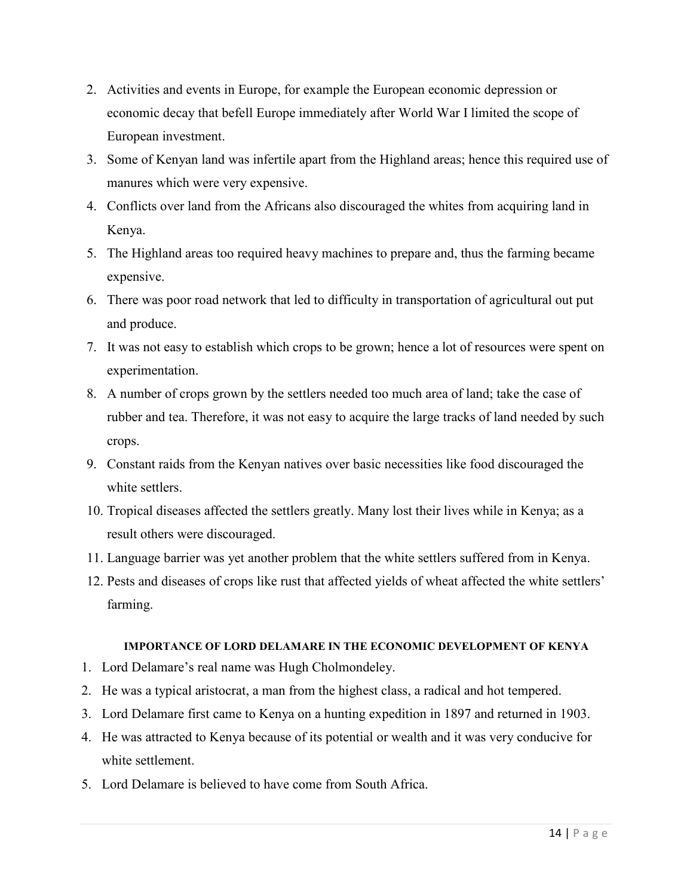2. Activities and events in Europe, for example the European economic depression or economic decay that befell Europe immediately after World War I limited the scope of European investment.
3. Some of Kenyan land was infertile apart from the Highland areas; hence this required use of manures which were very expensive.
4. Conflicts over land from the Africans also discouraged the whites from acquiring land in Kenya.
5. The Highland areas too required heavy machines to prepare and, thus the farming became expensive.
6. There was poor road network that led to difficulty in transportation of agricultural out put and produce.
7. It was not easy to establish which crops to be grown; hence a lot of resources were spent on experimentation.
8. A number of crops grown by the settlers needed too much area of land; take the case of rubber and tea. Therefore, it was not easy to acquire the large tracks of land needed by such crops.
9. Constant raids from the Kenyan natives over basic necessities like food discouraged the white settlers.
10. Tropical diseases affected the settlers greatly. Many lost their lives while in Kenya; as a result others were discouraged.
11. Language barrier was yet another problem that the white settlers suffered from in Kenya.
12. Pests and diseases of crops like rust that affected yields of wheat affected the white settlers' farming.

#### IMPORTANCE OF LORD DELAMARE IN THE ECONOMIC DEVELOPMENT OF KENYA

1. Lord Delamare's real name was Hugh Cholmondeley.
2. He was a typical aristocrat, a man from the highest class, a radical and hot tempered.
3. Lord Delamare first came to Kenya on a hunting expedition in 1897 and returned in 1903.
4. He was attracted to Kenya because of its potential or wealth and it was very conducive for white settlement.
5. Lord Delamare is believed to have come from South Africa.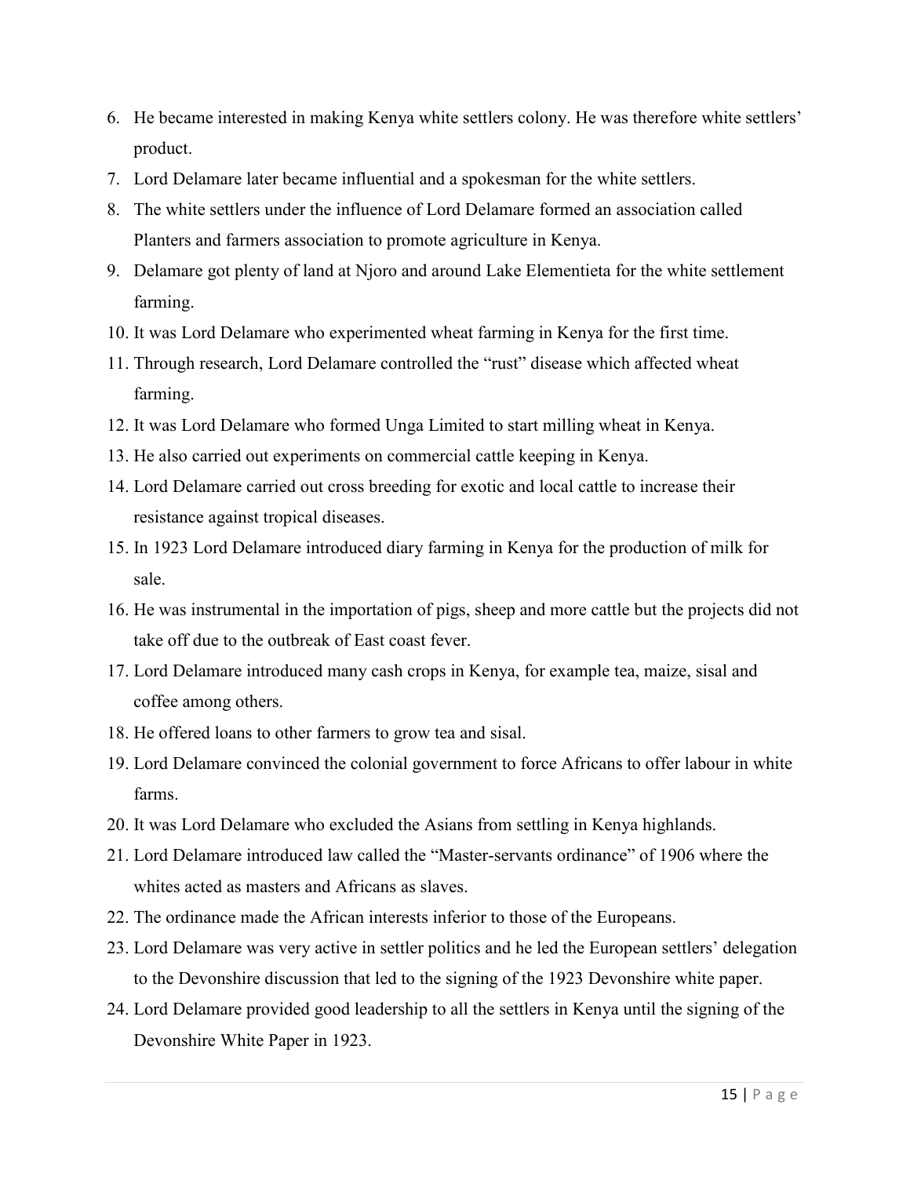6. He became interested in making Kenya white settlers colony. He was therefore white settlers' product.
7. Lord Delamare later became influential and a spokesman for the white settlers.
8. The white settlers under the influence of Lord Delamare formed an association called Planters and farmers association to promote agriculture in Kenya.
9. Delamare got plenty of land at Njoro and around Lake Elementieta for the white settlement farming.
10. It was Lord Delamare who experimented wheat farming in Kenya for the first time.
11. Through research, Lord Delamare controlled the "rust" disease which affected wheat farming.
12. It was Lord Delamare who formed Unga Limited to start milling wheat in Kenya.
13. He also carried out experiments on commercial cattle keeping in Kenya.
14. Lord Delamare carried out cross breeding for exotic and local cattle to increase their resistance against tropical diseases.
15. In 1923 Lord Delamare introduced diary farming in Kenya for the production of milk for sale.
16. He was instrumental in the importation of pigs, sheep and more cattle but the projects did not take off due to the outbreak of East coast fever.
17. Lord Delamare introduced many cash crops in Kenya, for example tea, maize, sisal and coffee among others.
18. He offered loans to other farmers to grow tea and sisal.
19. Lord Delamare convinced the colonial government to force Africans to offer labour in white farms.
20. It was Lord Delamare who excluded the Asians from settling in Kenya highlands.
21. Lord Delamare introduced law called the "Master-servants ordinance" of 1906 where the whites acted as masters and Africans as slaves.
22. The ordinance made the African interests inferior to those of the Europeans.
23. Lord Delamare was very active in settler politics and he led the European settlers' delegation to the Devonshire discussion that led to the signing of the 1923 Devonshire white paper.
24. Lord Delamare provided good leadership to all the settlers in Kenya until the signing of the Devonshire White Paper in 1923.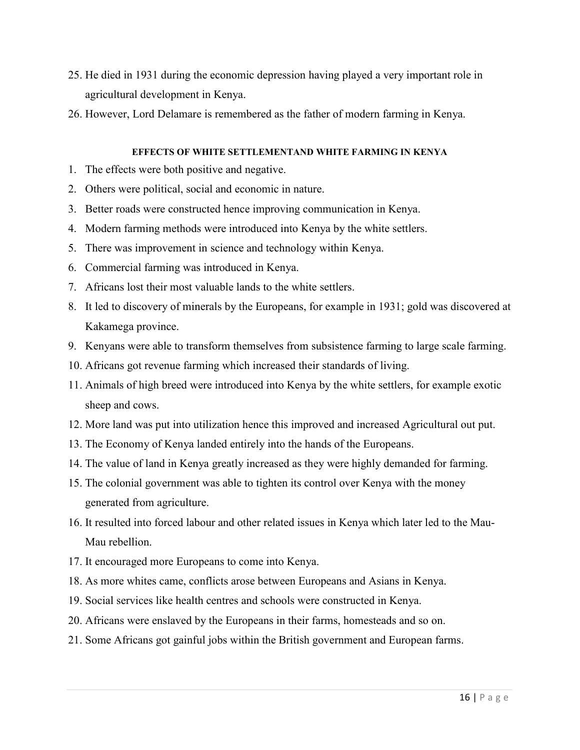25. He died in 1931 during the economic depression having played a very important role in agricultural development in Kenya.
26. However, Lord Delamare is remembered as the father of modern farming in Kenya.

#### EFFECTS OF WHITE SETTLEMENTAND WHITE FARMING IN KENYA

1. The effects were both positive and negative.
2. Others were political, social and economic in nature.
3. Better roads were constructed hence improving communication in Kenya.
4. Modern farming methods were introduced into Kenya by the white settlers.
5. There was improvement in science and technology within Kenya.
6. Commercial farming was introduced in Kenya.
7. Africans lost their most valuable lands to the white settlers.
8. It led to discovery of minerals by the Europeans, for example in 1931; gold was discovered at Kakamega province.
9. Kenyans were able to transform themselves from subsistence farming to large scale farming.
10. Africans got revenue farming which increased their standards of living.
11. Animals of high breed were introduced into Kenya by the white settlers, for example exotic sheep and cows.
12. More land was put into utilization hence this improved and increased Agricultural out put.
13. The Economy of Kenya landed entirely into the hands of the Europeans.
14. The value of land in Kenya greatly increased as they were highly demanded for farming.
15. The colonial government was able to tighten its control over Kenya with the money generated from agriculture.
16. It resulted into forced labour and other related issues in Kenya which later led to the Mau-Mau rebellion.
17. It encouraged more Europeans to come into Kenya.
18. As more whites came, conflicts arose between Europeans and Asians in Kenya.
19. Social services like health centres and schools were constructed in Kenya.
20. Africans were enslaved by the Europeans in their farms, homesteads and so on.
21. Some Africans got gainful jobs within the British government and European farms.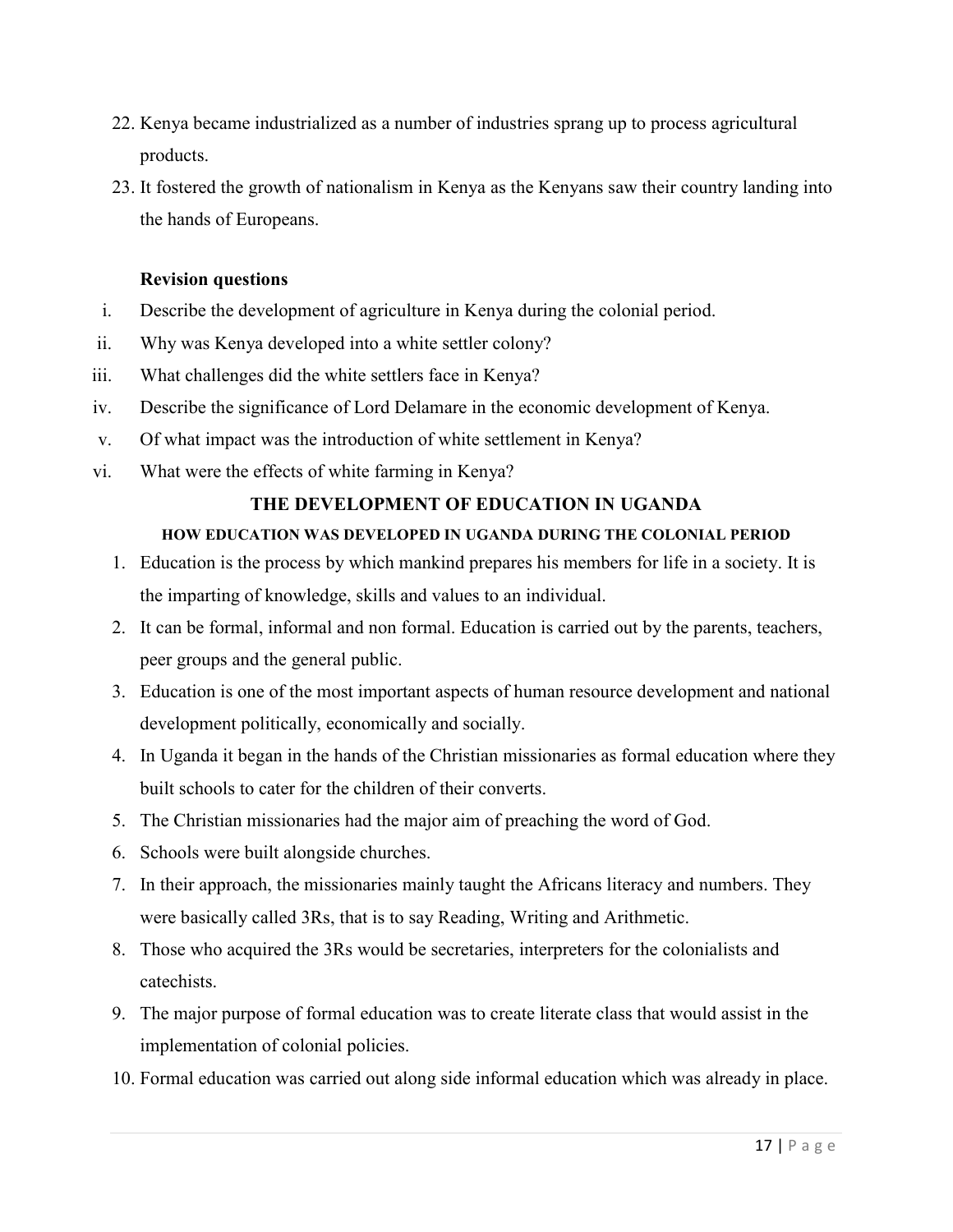22. Kenya became industrialized as a number of industries sprang up to process agricultural products.
23. It fostered the growth of nationalism in Kenya as the Kenyans saw their country landing into the hands of Europeans.

**Revision questions**

i. Describe the development of agriculture in Kenya during the colonial period.
ii. Why was Kenya developed into a white settler colony?
iii. What challenges did the white settlers face in Kenya?
iv. Describe the significance of Lord Delamare in the economic development of Kenya.
v. Of what impact was the introduction of white settlement in Kenya?
vi. What were the effects of white farming in Kenya?

## THE DEVELOPMENT OF EDUCATION IN UGANDA

### HOW EDUCATION WAS DEVELOPED IN UGANDA DURING THE COLONIAL PERIOD

1. Education is the process by which mankind prepares his members for life in a society. It is the imparting of knowledge, skills and values to an individual.
2. It can be formal, informal and non formal. Education is carried out by the parents, teachers, peer groups and the general public.
3. Education is one of the most important aspects of human resource development and national development politically, economically and socially.
4. In Uganda it began in the hands of the Christian missionaries as formal education where they built schools to cater for the children of their converts.
5. The Christian missionaries had the major aim of preaching the word of God.
6. Schools were built alongside churches.
7. In their approach, the missionaries mainly taught the Africans literacy and numbers. They were basically called 3Rs, that is to say Reading, Writing and Arithmetic.
8. Those who acquired the 3Rs would be secretaries, interpreters for the colonialists and catechists.
9. The major purpose of formal education was to create literate class that would assist in the implementation of colonial policies.
10. Formal education was carried out along side informal education which was already in place.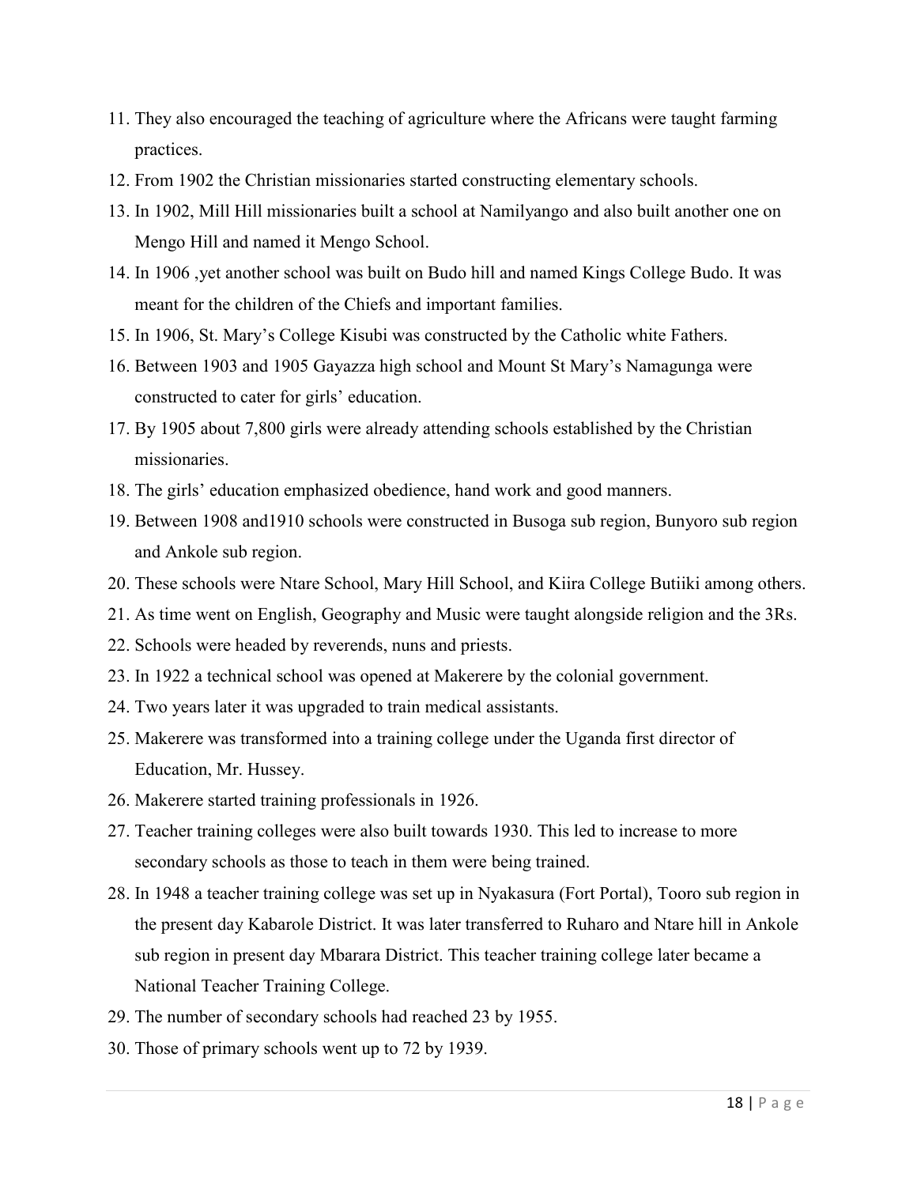11. They also encouraged the teaching of agriculture where the Africans were taught farming practices.
12. From 1902 the Christian missionaries started constructing elementary schools.
13. In 1902, Mill Hill missionaries built a school at Namilyango and also built another one on Mengo Hill and named it Mengo School.
14. In 1906 ,yet another school was built on Budo hill and named Kings College Budo. It was meant for the children of the Chiefs and important families.
15. In 1906, St. Mary's College Kisubi was constructed by the Catholic white Fathers.
16. Between 1903 and 1905 Gayazza high school and Mount St Mary's Namagunga were constructed to cater for girls' education.
17. By 1905 about 7,800 girls were already attending schools established by the Christian missionaries.
18. The girls' education emphasized obedience, hand work and good manners.
19. Between 1908 and1910 schools were constructed in Busoga sub region, Bunyoro sub region and Ankole sub region.
20. These schools were Ntare School, Mary Hill School, and Kiira College Butiiki among others.
21. As time went on English, Geography and Music were taught alongside religion and the 3Rs.
22. Schools were headed by reverends, nuns and priests.
23. In 1922 a technical school was opened at Makerere by the colonial government.
24. Two years later it was upgraded to train medical assistants.
25. Makerere was transformed into a training college under the Uganda first director of Education, Mr. Hussey.
26. Makerere started training professionals in 1926.
27. Teacher training colleges were also built towards 1930. This led to increase to more secondary schools as those to teach in them were being trained.
28. In 1948 a teacher training college was set up in Nyakasura (Fort Portal), Tooro sub region in the present day Kabarole District. It was later transferred to Ruharo and Ntare hill in Ankole sub region in present day Mbarara District. This teacher training college later became a National Teacher Training College.
29. The number of secondary schools had reached 23 by 1955.
30. Those of primary schools went up to 72 by 1939.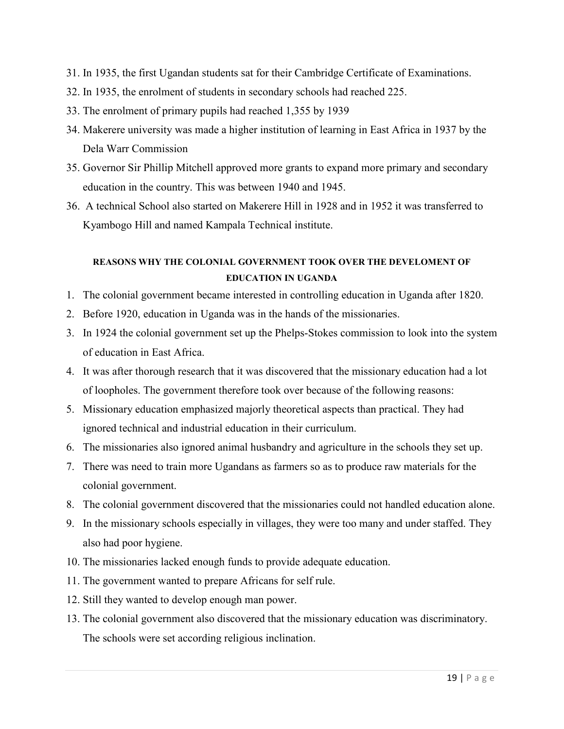31. In 1935, the first Ugandan students sat for their Cambridge Certificate of Examinations.
32. In 1935, the enrolment of students in secondary schools had reached 225.
33. The enrolment of primary pupils had reached 1,355 by 1939
34. Makerere university was made a higher institution of learning in East Africa in 1937 by the Dela Warr Commission
35. Governor Sir Phillip Mitchell approved more grants to expand more primary and secondary education in the country. This was between 1940 and 1945.
36. A technical School also started on Makerere Hill in 1928 and in 1952 it was transferred to Kyambogo Hill and named Kampala Technical institute.

#### REASONS WHY THE COLONIAL GOVERNMENT TOOK OVER THE DEVELOMENT OF EDUCATION IN UGANDA

1. The colonial government became interested in controlling education in Uganda after 1820.
2. Before 1920, education in Uganda was in the hands of the missionaries.
3. In 1924 the colonial government set up the Phelps-Stokes commission to look into the system of education in East Africa.
4. It was after thorough research that it was discovered that the missionary education had a lot of loopholes. The government therefore took over because of the following reasons:
5. Missionary education emphasized majorly theoretical aspects than practical. They had ignored technical and industrial education in their curriculum.
6. The missionaries also ignored animal husbandry and agriculture in the schools they set up.
7. There was need to train more Ugandans as farmers so as to produce raw materials for the colonial government.
8. The colonial government discovered that the missionaries could not handled education alone.
9. In the missionary schools especially in villages, they were too many and under staffed. They also had poor hygiene.
10. The missionaries lacked enough funds to provide adequate education.
11. The government wanted to prepare Africans for self rule.
12. Still they wanted to develop enough man power.
13. The colonial government also discovered that the missionary education was discriminatory. The schools were set according religious inclination.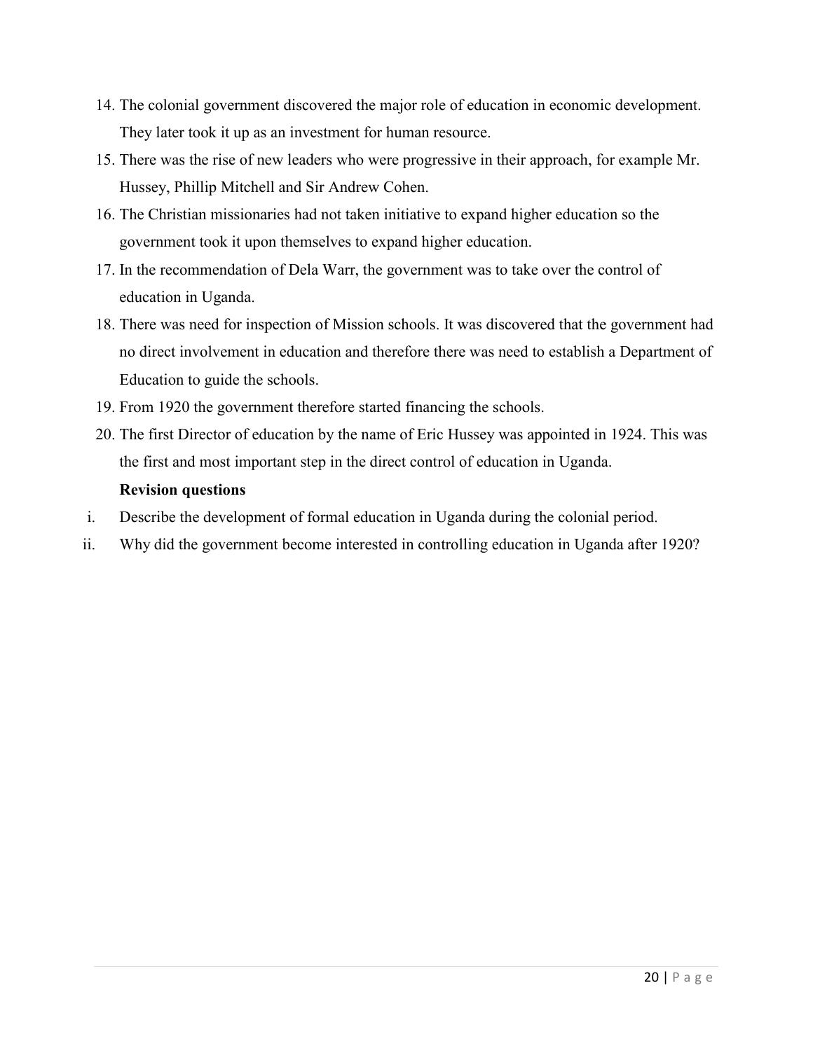14. The colonial government discovered the major role of education in economic development. They later took it up as an investment for human resource.
15. There was the rise of new leaders who were progressive in their approach, for example Mr. Hussey, Phillip Mitchell and Sir Andrew Cohen.
16. The Christian missionaries had not taken initiative to expand higher education so the government took it upon themselves to expand higher education.
17. In the recommendation of Dela Warr, the government was to take over the control of education in Uganda.
18. There was need for inspection of Mission schools. It was discovered that the government had no direct involvement in education and therefore there was need to establish a Department of Education to guide the schools.
19. From 1920 the government therefore started financing the schools.
20. The first Director of education by the name of Eric Hussey was appointed in 1924. This was the first and most important step in the direct control of education in Uganda.

**Revision questions**

i. Describe the development of formal education in Uganda during the colonial period.

ii. Why did the government become interested in controlling education in Uganda after 1920?